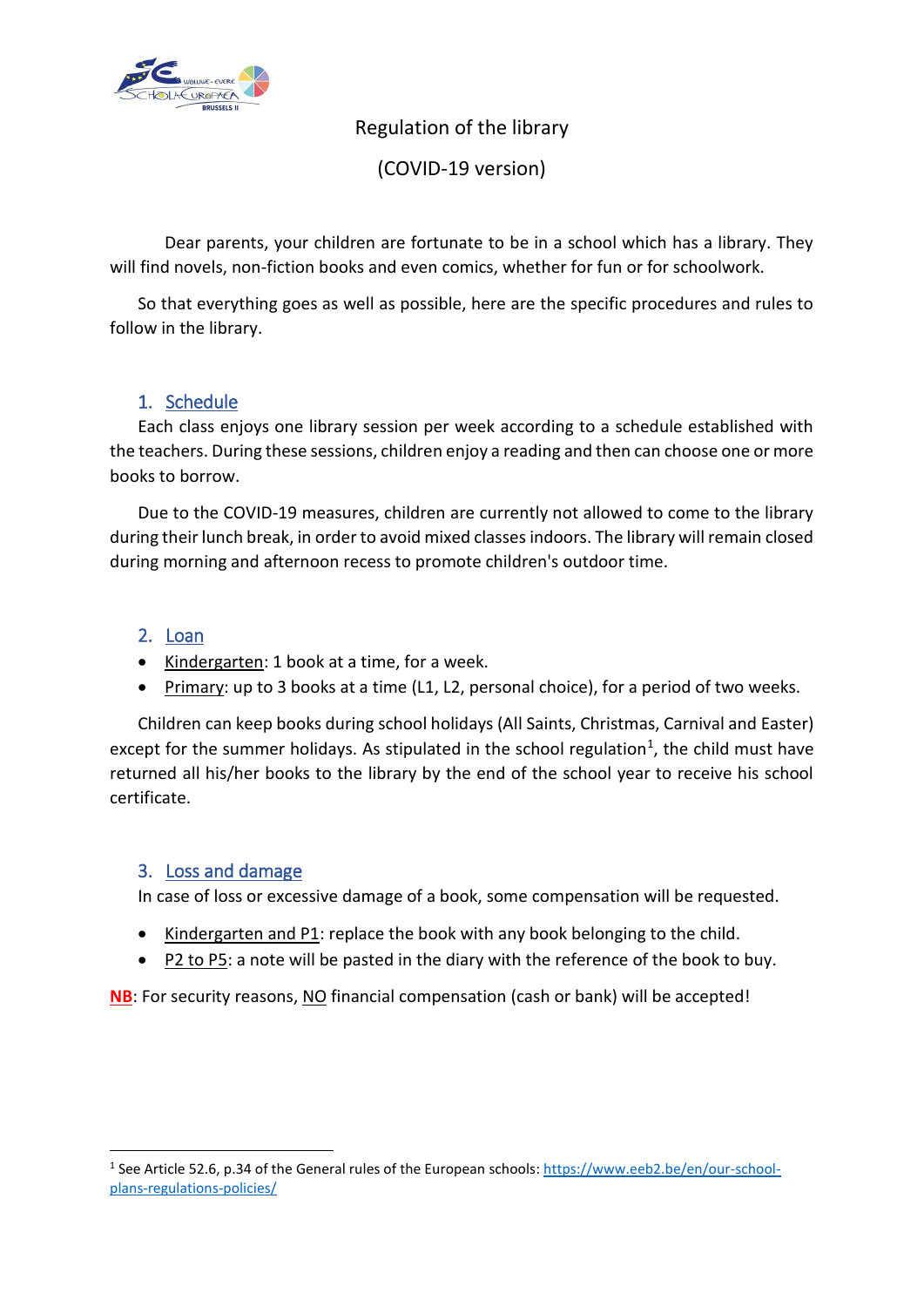# Regulation of the library

## (COVID-19 version)

Dear parents, your children are fortunate to be in a school which has a library. They will find novels, non-fiction books and even comics, whether for fun or for schoolwork.

So that everything goes as well as possible, here are the specific procedures and rules to follow in the library.

## 1. Schedule

Each class enjoys one library session per week according to a schedule established with the teachers. During these sessions, children enjoy a reading and then can choose one or more books to borrow.

Due to the COVID-19 measures, children are currently not allowed to come to the library during their lunch break, in order to avoid mixed classes indoors. The library will remain closed during morning and afternoon recess to promote children's outdoor time.

## 2. Loan

- Kindergarten: 1 book at a time, for a week.
- Primary: up to 3 books at a time (L1, L2, personal choice), for a period of two weeks.

Children can keep books during school holidays (All Saints, Christmas, Carnival and Easter) except for the summer holidays. As stipulated in the school regulation[1], the child must have returned all his/her books to the library by the end of the school year to receive his school certificate.

## 3. Loss and damage

In case of loss or excessive damage of a book, some compensation will be requested.

- Kindergarten and P1: replace the book with any book belonging to the child.
- P2 to P5: a note will be pasted in the diary with the reference of the book to buy.

**NB**: For security reasons, NO financial compensation (cash or bank) will be accepted!

[1] See Article 52.6, p.34 of the General rules of the European schools: https://www.eeb2.be/en/our-school-plans-regulations-policies/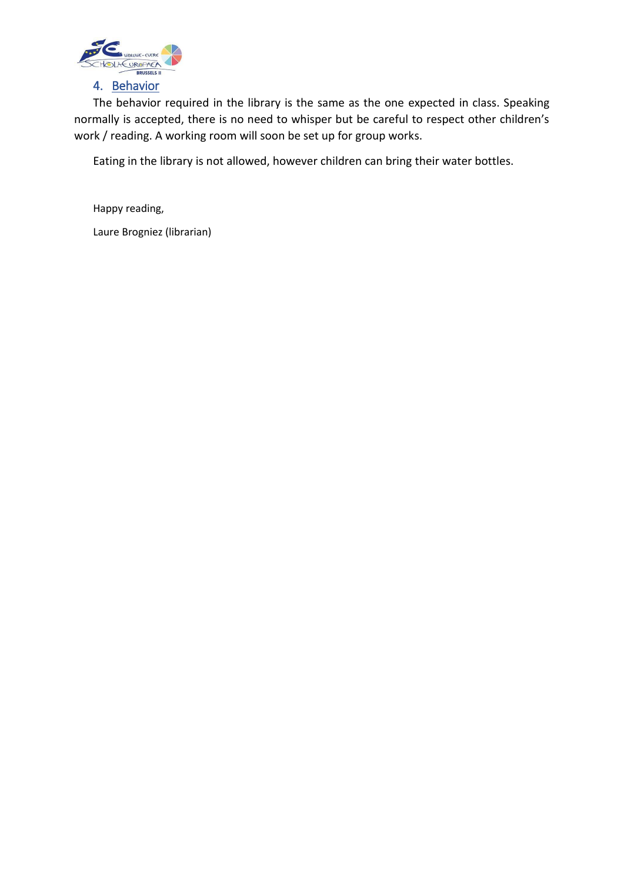## 4. Behavior

The behavior required in the library is the same as the one expected in class. Speaking normally is accepted, there is no need to whisper but be careful to respect other children's work / reading. A working room will soon be set up for group works.

Eating in the library is not allowed, however children can bring their water bottles.

Happy reading,

Laure Brogniez (librarian)